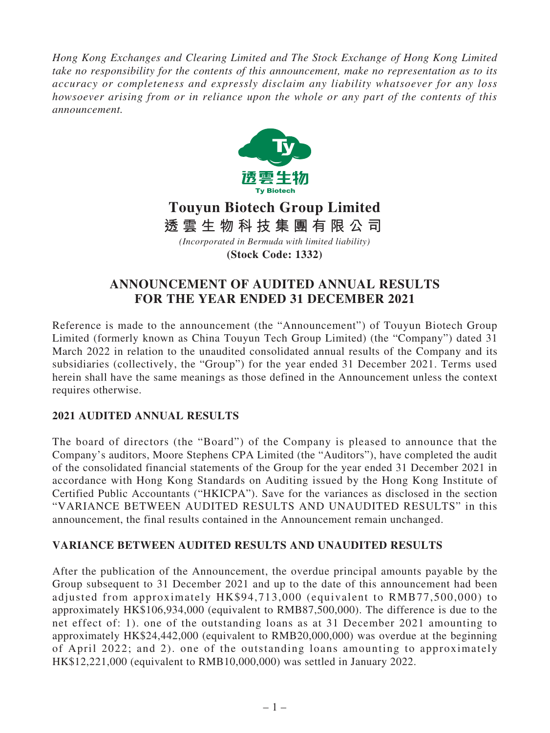*Hong Kong Exchanges and Clearing Limited and The Stock Exchange of Hong Kong Limited take no responsibility for the contents of this announcement, make no representation as to its accuracy or completeness and expressly disclaim any liability whatsoever for any loss howsoever arising from or in reliance upon the whole or any part of the contents of this announcement.*

# Touyun Biotech Group Limited
# 透雲生物科技集團有限公司

*(Incorporated in Bermuda with limited liability)*

**(Stock Code: 1332)**

## ANNOUNCEMENT OF AUDITED ANNUAL RESULTS FOR THE YEAR ENDED 31 DECEMBER 2021

Reference is made to the announcement (the "Announcement") of Touyun Biotech Group Limited (formerly known as China Touyun Tech Group Limited) (the "Company") dated 31 March 2022 in relation to the unaudited consolidated annual results of the Company and its subsidiaries (collectively, the "Group") for the year ended 31 December 2021. Terms used herein shall have the same meanings as those defined in the Announcement unless the context requires otherwise.

### 2021 AUDITED ANNUAL RESULTS

The board of directors (the "Board") of the Company is pleased to announce that the Company's auditors, Moore Stephens CPA Limited (the "Auditors"), have completed the audit of the consolidated financial statements of the Group for the year ended 31 December 2021 in accordance with Hong Kong Standards on Auditing issued by the Hong Kong Institute of Certified Public Accountants ("HKICPA"). Save for the variances as disclosed in the section "VARIANCE BETWEEN AUDITED RESULTS AND UNAUDITED RESULTS" in this announcement, the final results contained in the Announcement remain unchanged.

### VARIANCE BETWEEN AUDITED RESULTS AND UNAUDITED RESULTS

After the publication of the Announcement, the overdue principal amounts payable by the Group subsequent to 31 December 2021 and up to the date of this announcement had been adjusted from approximately HK$94,713,000 (equivalent to RMB77,500,000) to approximately HK$106,934,000 (equivalent to RMB87,500,000). The difference is due to the net effect of: 1). one of the outstanding loans as at 31 December 2021 amounting to approximately HK$24,442,000 (equivalent to RMB20,000,000) was overdue at the beginning of April 2022; and 2). one of the outstanding loans amounting to approximately HK$12,221,000 (equivalent to RMB10,000,000) was settled in January 2022.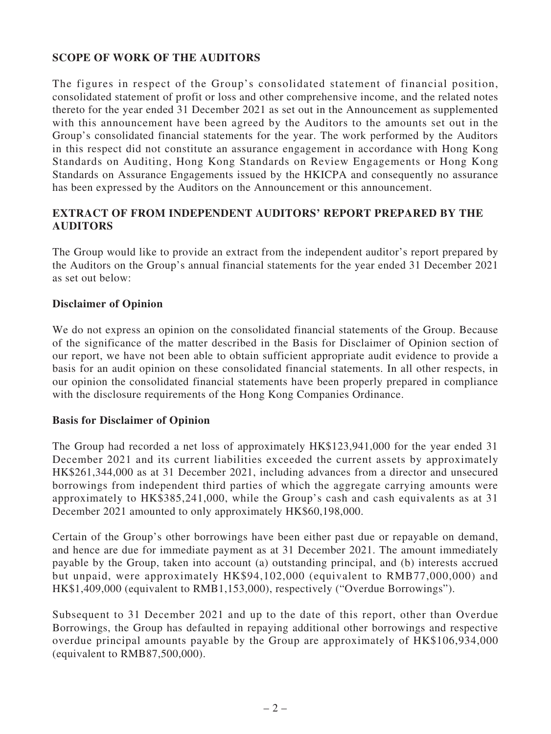## SCOPE OF WORK OF THE AUDITORS

The figures in respect of the Group's consolidated statement of financial position, consolidated statement of profit or loss and other comprehensive income, and the related notes thereto for the year ended 31 December 2021 as set out in the Announcement as supplemented with this announcement have been agreed by the Auditors to the amounts set out in the Group's consolidated financial statements for the year. The work performed by the Auditors in this respect did not constitute an assurance engagement in accordance with Hong Kong Standards on Auditing, Hong Kong Standards on Review Engagements or Hong Kong Standards on Assurance Engagements issued by the HKICPA and consequently no assurance has been expressed by the Auditors on the Announcement or this announcement.

## EXTRACT OF FROM INDEPENDENT AUDITORS' REPORT PREPARED BY THE AUDITORS

The Group would like to provide an extract from the independent auditor's report prepared by the Auditors on the Group's annual financial statements for the year ended 31 December 2021 as set out below:

### Disclaimer of Opinion

We do not express an opinion on the consolidated financial statements of the Group. Because of the significance of the matter described in the Basis for Disclaimer of Opinion section of our report, we have not been able to obtain sufficient appropriate audit evidence to provide a basis for an audit opinion on these consolidated financial statements. In all other respects, in our opinion the consolidated financial statements have been properly prepared in compliance with the disclosure requirements of the Hong Kong Companies Ordinance.

### Basis for Disclaimer of Opinion

The Group had recorded a net loss of approximately HK$123,941,000 for the year ended 31 December 2021 and its current liabilities exceeded the current assets by approximately HK$261,344,000 as at 31 December 2021, including advances from a director and unsecured borrowings from independent third parties of which the aggregate carrying amounts were approximately to HK$385,241,000, while the Group's cash and cash equivalents as at 31 December 2021 amounted to only approximately HK$60,198,000.

Certain of the Group's other borrowings have been either past due or repayable on demand, and hence are due for immediate payment as at 31 December 2021. The amount immediately payable by the Group, taken into account (a) outstanding principal, and (b) interests accrued but unpaid, were approximately HK$94,102,000 (equivalent to RMB77,000,000) and HK$1,409,000 (equivalent to RMB1,153,000), respectively ("Overdue Borrowings").

Subsequent to 31 December 2021 and up to the date of this report, other than Overdue Borrowings, the Group has defaulted in repaying additional other borrowings and respective overdue principal amounts payable by the Group are approximately of HK$106,934,000 (equivalent to RMB87,500,000).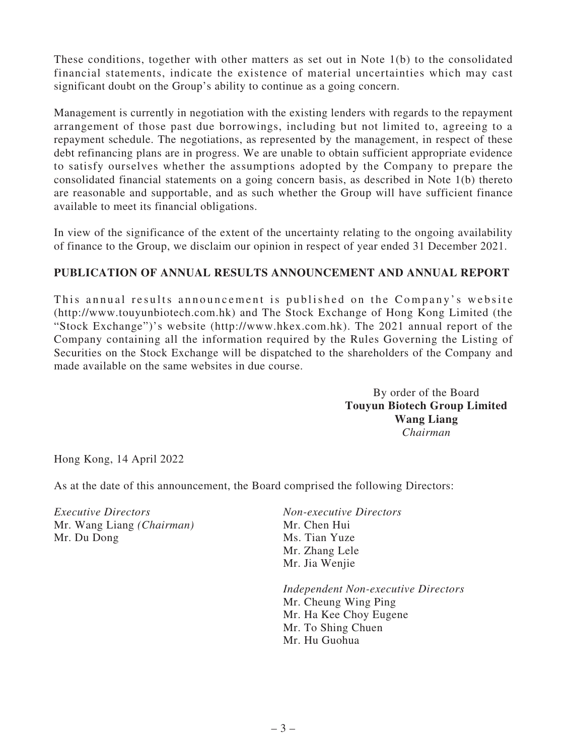These conditions, together with other matters as set out in Note 1(b) to the consolidated financial statements, indicate the existence of material uncertainties which may cast significant doubt on the Group's ability to continue as a going concern.

Management is currently in negotiation with the existing lenders with regards to the repayment arrangement of those past due borrowings, including but not limited to, agreeing to a repayment schedule. The negotiations, as represented by the management, in respect of these debt refinancing plans are in progress. We are unable to obtain sufficient appropriate evidence to satisfy ourselves whether the assumptions adopted by the Company to prepare the consolidated financial statements on a going concern basis, as described in Note 1(b) thereto are reasonable and supportable, and as such whether the Group will have sufficient finance available to meet its financial obligations.

In view of the significance of the extent of the uncertainty relating to the ongoing availability of finance to the Group, we disclaim our opinion in respect of year ended 31 December 2021.

## PUBLICATION OF ANNUAL RESULTS ANNOUNCEMENT AND ANNUAL REPORT

This annual results announcement is published on the Company's website (http://www.touyunbiotech.com.hk) and The Stock Exchange of Hong Kong Limited (the "Stock Exchange")'s website (http://www.hkex.com.hk). The 2021 annual report of the Company containing all the information required by the Rules Governing the Listing of Securities on the Stock Exchange will be dispatched to the shareholders of the Company and made available on the same websites in due course.

By order of the Board
**Touyun Biotech Group Limited**
**Wang Liang**
*Chairman*

Hong Kong, 14 April 2022

As at the date of this announcement, the Board comprised the following Directors:

*Executive Directors*
Mr. Wang Liang *(Chairman)*
Mr. Du Dong

*Non-executive Directors*
Mr. Chen Hui
Ms. Tian Yuze
Mr. Zhang Lele
Mr. Jia Wenjie

*Independent Non-executive Directors*
Mr. Cheung Wing Ping
Mr. Ha Kee Choy Eugene
Mr. To Shing Chuen
Mr. Hu Guohua